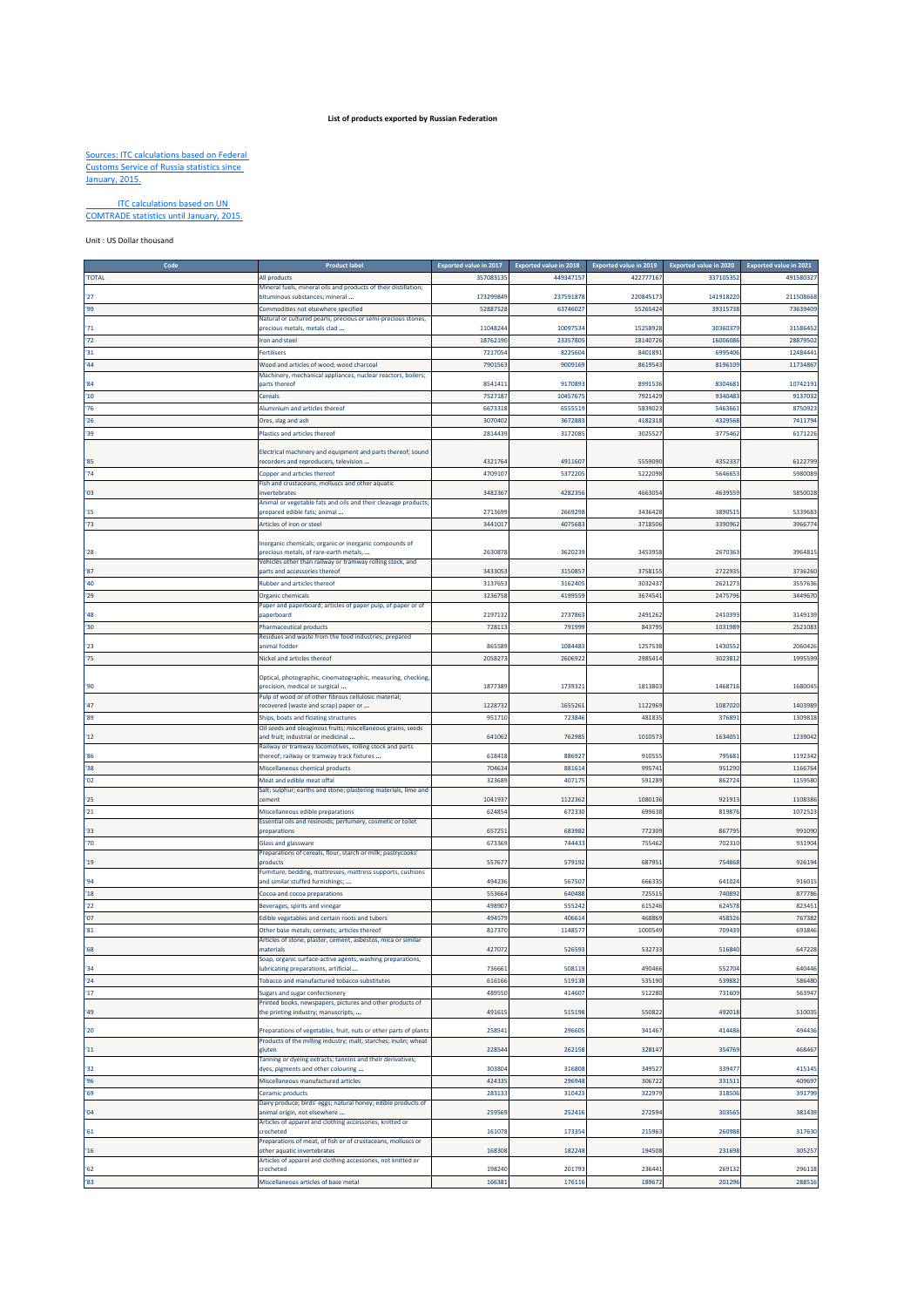# List of products exported by Russian Federation

Sources: ITC calculations based on Federal Customs Service of Russia statistics since January, 2015.

ITC calculations based on UN COMTRADE statistics until January, 2015.

Unit : US Dollar thousand

| Code | Product label | Exported value in 2017 | Exported value in 2018 | Exported value in 2019 | Exported value in 2020 | Exported value in 2021 |
|---|---|---|---|---|---|---|
| 'TOTAL | All products | 357083135 | 449347157 | 422777167 | 337105352 | 491580327 |
| '27 | Mineral fuels, mineral oils and products of their distillation; bituminous substances; mineral ... | 173299849 | 237591878 | 220845173 | 141918220 | 211508668 |
| '99 | Commodities not elsewhere specified | 52887528 | 63746027 | 55265424 | 39315738 | 73639409 |
| '71 | Natural or cultured pearls, precious or semi-precious stones, precious metals, metals clad ... | 11048244 | 10097534 | 15258928 | 30360379 | 31586452 |
| '72 | Iron and steel | 18762190 | 23357805 | 18140726 | 16006086 | 28879502 |
| '31 | Fertilisers | 7217054 | 8225604 | 8401891 | 6995406 | 12484441 |
| '44 | Wood and articles of wood; wood charcoal | 7901563 | 9009169 | 8619543 | 8196109 | 11734867 |
| '84 | Machinery, mechanical appliances, nuclear reactors, boilers; parts thereof | 8541411 | 9170893 | 8991536 | 8304681 | 10742191 |
| '10 | Cereals | 7527187 | 10457675 | 7921429 | 9340483 | 9137032 |
| '76 | Aluminium and articles thereof | 6673318 | 6555519 | 5839023 | 5463661 | 8750923 |
| '26 | Ores, slag and ash | 3070402 | 3672883 | 4182318 | 4329568 | 7411794 |
| '39 | Plastics and articles thereof | 2814439 | 3172085 | 3025527 | 3775462 | 6171226 |
| '85 | Electrical machinery and equipment and parts thereof; sound recorders and reproducers, television ... | 4321764 | 4911607 | 5559090 | 4352337 | 6122799 |
| '74 | Copper and articles thereof | 4709107 | 5372205 | 5222098 | 5646653 | 5980089 |
| '03 | Fish and crustaceans, molluscs and other aquatic invertebrates | 3482367 | 4282356 | 4663054 | 4639559 | 5850028 |
| '15 | Animal or vegetable fats and oils and their cleavage products; prepared edible fats; animal ... | 2713699 | 2669298 | 3436428 | 3890515 | 5339683 |
| '73 | Articles of iron or steel | 3441017 | 4075683 | 3718506 | 3390962 | 3966774 |
| '28 | Inorganic chemicals; organic or inorganic compounds of precious metals, of rare-earth metals, ... | 2630878 | 3620239 | 3453958 | 2670363 | 3964815 |
| '87 | Vehicles other than railway or tramway rolling stock, and parts and accessories thereof | 3433053 | 3150857 | 3758155 | 2722935 | 3736260 |
| '40 | Rubber and articles thereof | 3137653 | 3162405 | 3032437 | 2621273 | 3557636 |
| '29 | Organic chemicals | 3236758 | 4199559 | 3674541 | 2475796 | 3449670 |
| '48 | Paper and paperboard; articles of paper pulp, of paper or of paperboard | 2197132 | 2737863 | 2491262 | 2410393 | 3149139 |
| '30 | Pharmaceutical products | 728113 | 791999 | 843795 | 1031989 | 2521083 |
| '23 | Residues and waste from the food industries; prepared animal fodder | 865589 | 1084483 | 1257538 | 1430552 | 2060426 |
| '75 | Nickel and articles thereof | 2058273 | 2606922 | 2985414 | 3023812 | 1995599 |
| '90 | Optical, photographic, cinematographic, measuring, checking, precision, medical or surgical ... | 1877389 | 1739321 | 1813803 | 1468716 | 1680045 |
| '47 | Pulp of wood or of other fibrous cellulosic material; recovered (waste and scrap) paper or ... | 1228732 | 1655261 | 1122969 | 1087020 | 1403989 |
| '89 | Ships, boats and floating structures | 951710 | 723846 | 481835 | 376891 | 1309818 |
| '12 | Oil seeds and oleaginous fruits; miscellaneous grains, seeds and fruit; industrial or medicinal ... | 641062 | 762985 | 1010573 | 1634051 | 1239042 |
| '86 | Railway or tramway locomotives, rolling stock and parts thereof; railway or tramway track fixtures ... | 618418 | 886927 | 910555 | 795681 | 1192342 |
| '38 | Miscellaneous chemical products | 704634 | 881614 | 995741 | 951290 | 1166764 |
| '02 | Meat and edible meat offal | 323689 | 407175 | 591289 | 862724 | 1159580 |
| '25 | Salt; sulphur; earths and stone; plastering materials, lime and cement | 1041937 | 1122362 | 1080136 | 921913 | 1108386 |
| '21 | Miscellaneous edible preparations | 624854 | 672330 | 699638 | 819876 | 1072523 |
| '33 | Essential oils and resinoids; perfumery, cosmetic or toilet preparations | 657251 | 683982 | 772309 | 867795 | 991090 |
| '70 | Glass and glassware | 673369 | 744433 | 755462 | 702310 | 931904 |
| '19 | Preparations of cereals, flour, starch or milk; pastrycooks' products | 557677 | 579192 | 687951 | 754868 | 926194 |
| '94 | Furniture; bedding, mattresses, mattress supports, cushions and similar stuffed furnishings; ... | 494236 | 567507 | 666335 | 641024 | 916015 |
| '18 | Cocoa and cocoa preparations | 553664 | 640488 | 725515 | 740892 | 877786 |
| '22 | Beverages, spirits and vinegar | 498907 | 555242 | 615246 | 624578 | 823451 |
| '07 | Edible vegetables and certain roots and tubers | 494579 | 406614 | 468869 | 458326 | 767382 |
| '81 | Other base metals; cermets; articles thereof | 817370 | 1148577 | 1000549 | 709439 | 693846 |
| '68 | Articles of stone, plaster, cement, asbestos, mica or similar materials | 427072 | 526593 | 532733 | 516840 | 647228 |
| '34 | Soap, organic surface-active agents, washing preparations, lubricating preparations, artificial ... | 736661 | 508119 | 490466 | 552704 | 640446 |
| '24 | Tobacco and manufactured tobacco substitutes | 616166 | 519138 | 535190 | 539882 | 586480 |
| '17 | Sugars and sugar confectionery | 489550 | 414607 | 512280 | 731609 | 563947 |
| '49 | Printed books, newspapers, pictures and other products of the printing industry; manuscripts, ... | 491615 | 515198 | 550822 | 492018 | 510035 |
| '20 | Preparations of vegetables, fruit, nuts or other parts of plants | 258541 | 296605 | 341467 | 414486 | 494436 |
| '11 | Products of the milling industry; malt; starches; inulin; wheat gluten | 228544 | 262158 | 328147 | 354769 | 468467 |
| '32 | Tanning or dyeing extracts; tannins and their derivatives; dyes, pigments and other colouring ... | 303804 | 316808 | 349527 | 339477 | 415145 |
| '96 | Miscellaneous manufactured articles | 424335 | 296948 | 306722 | 331511 | 409697 |
| '69 | Ceramic products | 283133 | 310423 | 322979 | 318506 | 391799 |
| '04 | Dairy produce; birds' eggs; natural honey; edible products of animal origin, not elsewhere ... | 259569 | 252416 | 272594 | 303565 | 381439 |
| '61 | Articles of apparel and clothing accessories, knitted or crocheted | 161078 | 173354 | 215963 | 260988 | 317630 |
| '16 | Preparations of meat, of fish or of crustaceans, molluscs or other aquatic invertebrates | 168308 | 182248 | 194508 | 231698 | 305257 |
| '62 | Articles of apparel and clothing accessories, not knitted or crocheted | 198240 | 201793 | 236441 | 269132 | 296118 |
| '83 | Miscellaneous articles of base metal | 166381 | 176116 | 189672 | 201296 | 288516 |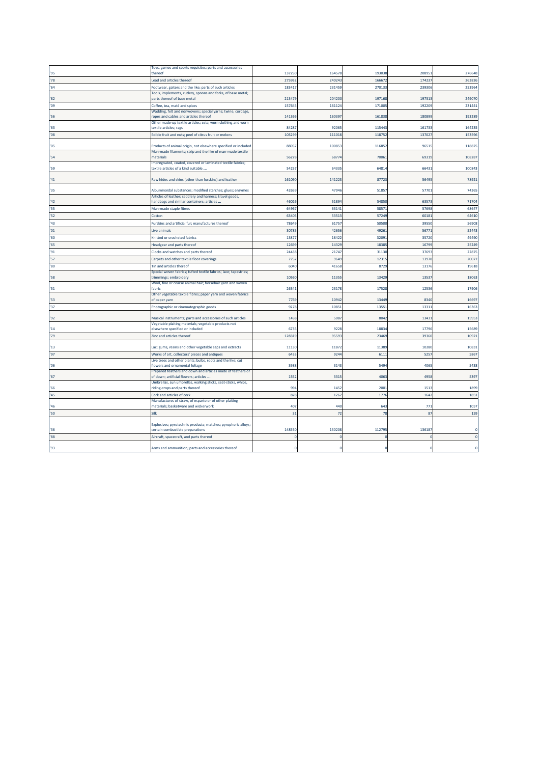| | | | | | | |
|---|---|---|---|---|---|---|
| '95 | Toys, games and sports requisites; parts and accessories thereof | 137250 | 164578 | 193038 | 208951 | 276648 |
| '78 | Lead and articles thereof | 275932 | 240243 | 166672 | 174237 | 263826 |
| '64 | Footwear, gaiters and the like; parts of such articles | 183417 | 231459 | 270133 | 239306 | 253964 |
| '82 | Tools, implements, cutlery, spoons and forks, of base metal; parts thereof of base metal | 213479 | 204200 | 197168 | 197513 | 249070 |
| '09 | Coffee, tea, maté and spices | 157645 | 161124 | 171005 | 192209 | 231441 |
| '56 | Wadding, felt and nonwovens; special yarns; twine, cordage, ropes and cables and articles thereof | 141366 | 160397 | 161838 | 180899 | 193289 |
| '63 | Other made-up textile articles; sets; worn clothing and worn textile articles; rags | 84287 | 92065 | 115443 | 161733 | 164235 |
| '08 | Edible fruit and nuts; peel of citrus fruit or melons | 103299 | 111018 | 118752 | 137027 | 153596 |
| '05 | Products of animal origin, not elsewhere specified or included | 88057 | 100853 | 116852 | 96515 | 118825 |
| '54 | Man-made filaments; strip and the like of man-made textile materials | 56278 | 68774 | 70061 | 69319 | 108287 |
| '59 | Impregnated, coated, covered or laminated textile fabrics; textile articles of a kind suitable ... | 54257 | 64335 | 64814 | 66431 | 100843 |
| '41 | Raw hides and skins (other than furskins) and leather | 161090 | 141223 | 87723 | 56495 | 78921 |
| '35 | Albuminoidal substances; modified starches; glues; enzymes | 42659 | 47946 | 51857 | 57701 | 74365 |
| '42 | Articles of leather; saddlery and harness; travel goods, handbags and similar containers; articles ... | 46026 | 51894 | 54850 | 63573 | 71704 |
| '55 | Man-made staple fibres | 64967 | 63141 | 58571 | 57698 | 68647 |
| '52 | Cotton | 63405 | 53513 | 57249 | 60181 | 64610 |
| '43 | Furskins and artificial fur; manufactures thereof | 78649 | 61757 | 50500 | 39550 | 56908 |
| '01 | Live animals | 30785 | 42656 | 49261 | 56771 | 52443 |
| '60 | Knitted or crocheted fabrics | 13877 | 18422 | 32091 | 35720 | 49490 |
| '65 | Headgear and parts thereof | 12699 | 14329 | 18385 | 16799 | 25249 |
| '91 | Clocks and watches and parts thereof | 24438 | 21747 | 31130 | 37693 | 22875 |
| '57 | Carpets and other textile floor coverings | 7752 | 9649 | 12315 | 13978 | 20077 |
| '80 | Tin and articles thereof | 6040 | 41658 | 8729 | 13176 | 19618 |
| '58 | Special woven fabrics; tufted textile fabrics; lace; tapestries; trimmings; embroidery | 10560 | 11355 | 13429 | 13537 | 18063 |
| '51 | Wool, fine or coarse animal hair; horsehair yarn and woven fabric | 26341 | 23178 | 17528 | 12536 | 17906 |
| '53 | Other vegetable textile fibres; paper yarn and woven fabrics of paper yarn | 7769 | 10942 | 13449 | 8340 | 16697 |
| '37 | Photographic or cinematographic goods | 9278 | 10851 | 13551 | 13311 | 16363 |
| '92 | Musical instruments; parts and accessories of such articles | 1458 | 5087 | 8042 | 13431 | 15953 |
| '14 | Vegetable plaiting materials; vegetable products not elsewhere specified or included | 6735 | 9228 | 18834 | 17796 | 15689 |
| '79 | Zinc and articles thereof | 128319 | 95593 | 23469 | 39360 | 10921 |
| '13 | Lac; gums, resins and other vegetable saps and extracts | 11130 | 11872 | 11389 | 10280 | 10831 |
| '97 | Works of art, collectors' pieces and antiques | 6433 | 9244 | 6111 | 5257 | 5867 |
| '06 | Live trees and other plants; bulbs, roots and the like; cut flowers and ornamental foliage | 3988 | 3143 | 5494 | 4065 | 5438 |
| '67 | Prepared feathers and down and articles made of feathers or of down; artificial flowers; articles ... | 1552 | 3315 | 4063 | 4958 | 5397 |
| '66 | Umbrellas, sun umbrellas, walking sticks, seat-sticks, whips, riding-crops and parts thereof | 994 | 1452 | 2001 | 1513 | 1899 |
| '45 | Cork and articles of cork | 878 | 1267 | 1776 | 1642 | 1851 |
| '46 | Manufactures of straw, of esparto or of other plaiting materials; basketware and wickerwork | 407 | 440 | 643 | 771 | 1057 |
| '50 | Silk | 31 | 72 | 78 | 87 | 159 |
| '36 | Explosives; pyrotechnic products; matches; pyrophoric alloys; certain combustible preparations | 148550 | 130208 | 112795 | 136187 | 0 |
| '88 | Aircraft, spacecraft, and parts thereof | 0 | 0 | 0 | 0 | 0 |
| '93 | Arms and ammunition; parts and accessories thereof | 0 | 0 | 0 | 0 | 0 |